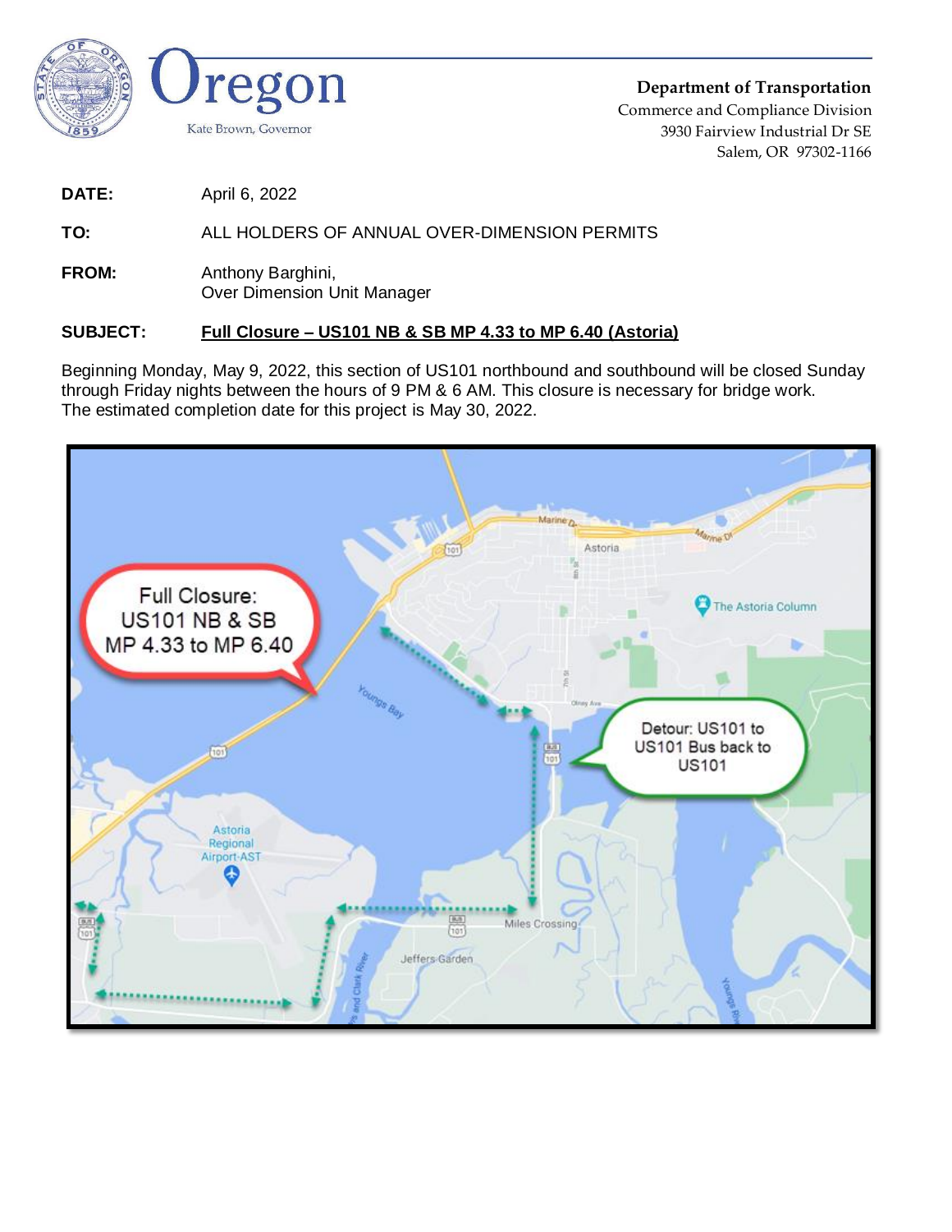**Oregon**

Kate Brown, Governor

**Department of Transportation**
Commerce and Compliance Division
3930 Fairview Industrial Dr SE
Salem, OR 97302-1166

**DATE:** April 6, 2022

**TO:** ALL HOLDERS OF ANNUAL OVER-DIMENSION PERMITS

**FROM:** Anthony Barghini,
Over Dimension Unit Manager

**SUBJECT:** **Full Closure – US101 NB & SB MP 4.33 to MP 6.40 (Astoria)**

Beginning Monday, May 9, 2022, this section of US101 northbound and southbound will be closed Sunday through Friday nights between the hours of 9 PM & 6 AM. This closure is necessary for bridge work. The estimated completion date for this project is May 30, 2022.

Full Closure: US101 NB & SB MP 4.33 to MP 6.40

Detour: US101 to US101 Bus back to US101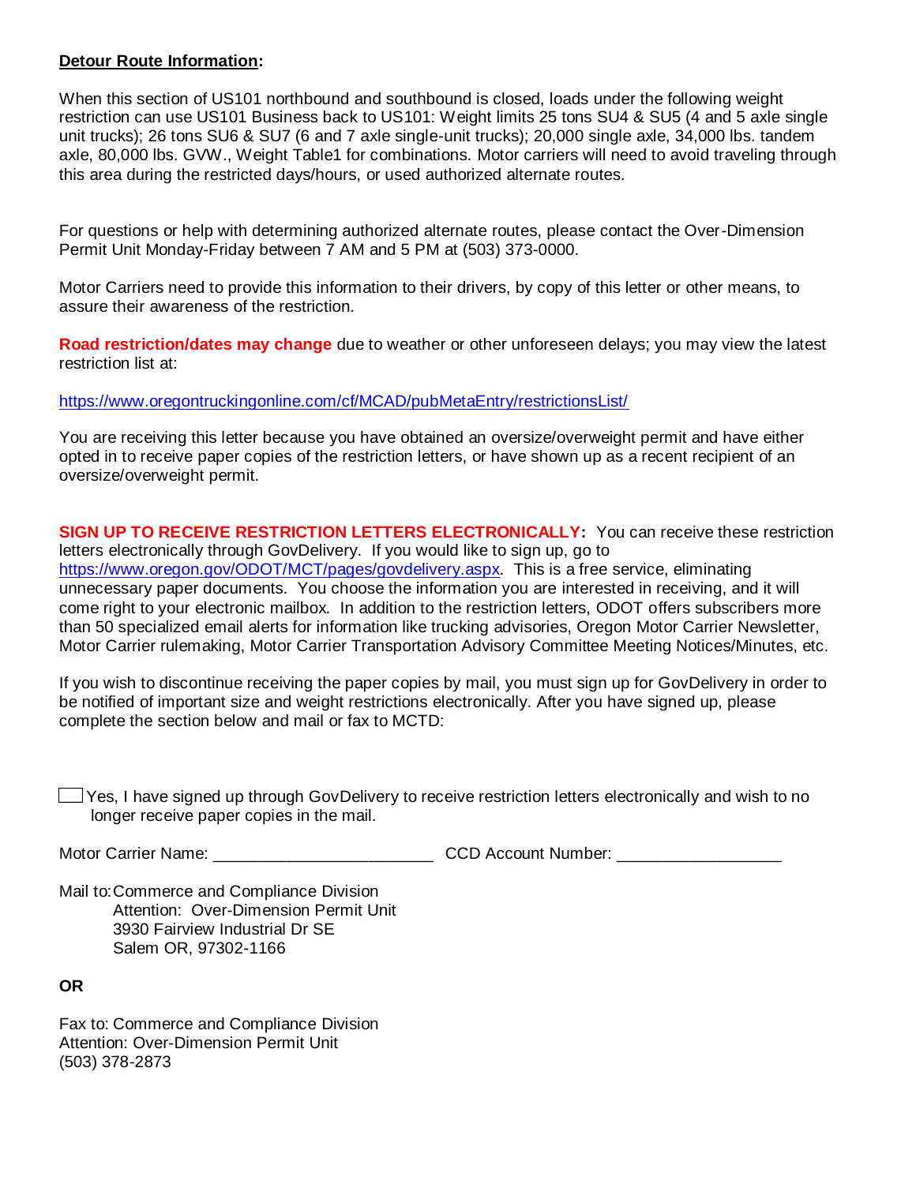**Detour Route Information:**

When this section of US101 northbound and southbound is closed, loads under the following weight restriction can use US101 Business back to US101: Weight limits 25 tons SU4 & SU5 (4 and 5 axle single unit trucks); 26 tons SU6 & SU7 (6 and 7 axle single-unit trucks); 20,000 single axle, 34,000 lbs. tandem axle, 80,000 lbs. GVW., Weight Table1 for combinations. Motor carriers will need to avoid traveling through this area during the restricted days/hours, or used authorized alternate routes.

For questions or help with determining authorized alternate routes, please contact the Over-Dimension Permit Unit Monday-Friday between 7 AM and 5 PM at (503) 373-0000.

Motor Carriers need to provide this information to their drivers, by copy of this letter or other means, to assure their awareness of the restriction.

**Road restriction/dates may change** due to weather or other unforeseen delays; you may view the latest restriction list at:

https://www.oregontruckingonline.com/cf/MCAD/pubMetaEntry/restrictionsList/

You are receiving this letter because you have obtained an oversize/overweight permit and have either opted in to receive paper copies of the restriction letters, or have shown up as a recent recipient of an oversize/overweight permit.

**SIGN UP TO RECEIVE RESTRICTION LETTERS ELECTRONICALLY:** You can receive these restriction letters electronically through GovDelivery. If you would like to sign up, go to https://www.oregon.gov/ODOT/MCT/pages/govdelivery.aspx. This is a free service, eliminating unnecessary paper documents. You choose the information you are interested in receiving, and it will come right to your electronic mailbox. In addition to the restriction letters, ODOT offers subscribers more than 50 specialized email alerts for information like trucking advisories, Oregon Motor Carrier Newsletter, Motor Carrier rulemaking, Motor Carrier Transportation Advisory Committee Meeting Notices/Minutes, etc.

If you wish to discontinue receiving the paper copies by mail, you must sign up for GovDelivery in order to be notified of important size and weight restrictions electronically. After you have signed up, please complete the section below and mail or fax to MCTD:

☐ Yes, I have signed up through GovDelivery to receive restriction letters electronically and wish to no longer receive paper copies in the mail.

Motor Carrier Name: ________________________ CCD Account Number: __________________

Mail to: Commerce and Compliance Division
Attention: Over-Dimension Permit Unit
3930 Fairview Industrial Dr SE
Salem OR, 97302-1166

**OR**

Fax to: Commerce and Compliance Division
Attention: Over-Dimension Permit Unit
(503) 378-2873